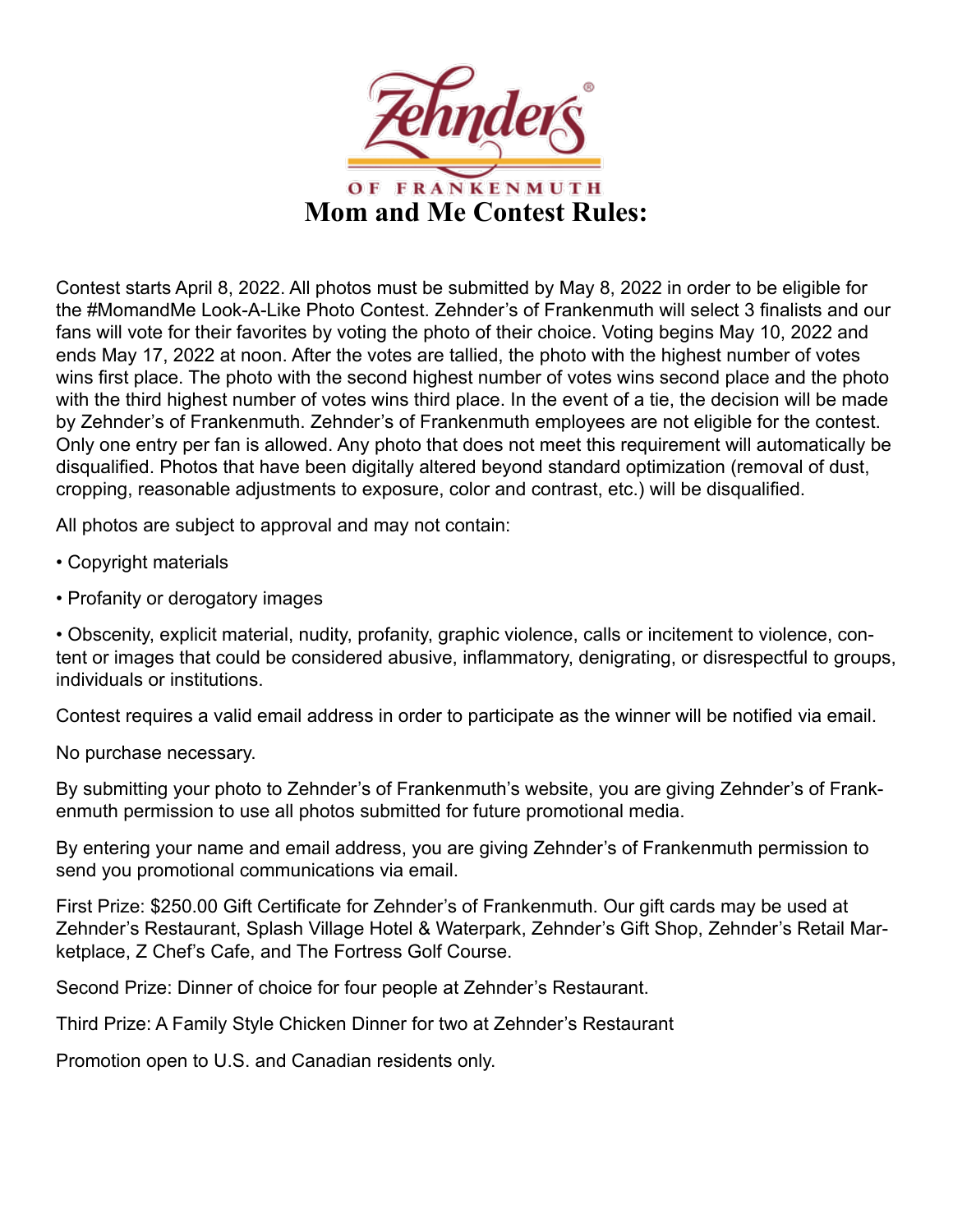Zehnder's®

OF FRANKENMUTH

# Mom and Me Contest Rules:

Contest starts April 8, 2022. All photos must be submitted by May 8, 2022 in order to be eligible for the #MomandMe Look-A-Like Photo Contest. Zehnder's of Frankenmuth will select 3 finalists and our fans will vote for their favorites by voting the photo of their choice. Voting begins May 10, 2022 and ends May 17, 2022 at noon. After the votes are tallied, the photo with the highest number of votes wins first place. The photo with the second highest number of votes wins second place and the photo with the third highest number of votes wins third place. In the event of a tie, the decision will be made by Zehnder's of Frankenmuth. Zehnder's of Frankenmuth employees are not eligible for the contest. Only one entry per fan is allowed. Any photo that does not meet this requirement will automatically be disqualified. Photos that have been digitally altered beyond standard optimization (removal of dust, cropping, reasonable adjustments to exposure, color and contrast, etc.) will be disqualified.

All photos are subject to approval and may not contain:

- Copyright materials
- Profanity or derogatory images
- Obscenity, explicit material, nudity, profanity, graphic violence, calls or incitement to violence, content or images that could be considered abusive, inflammatory, denigrating, or disrespectful to groups, individuals or institutions.

Contest requires a valid email address in order to participate as the winner will be notified via email.

No purchase necessary.

By submitting your photo to Zehnder's of Frankenmuth's website, you are giving Zehnder's of Frankenmuth permission to use all photos submitted for future promotional media.

By entering your name and email address, you are giving Zehnder's of Frankenmuth permission to send you promotional communications via email.

First Prize: $250.00 Gift Certificate for Zehnder's of Frankenmuth. Our gift cards may be used at Zehnder's Restaurant, Splash Village Hotel & Waterpark, Zehnder's Gift Shop, Zehnder's Retail Marketplace, Z Chef's Cafe, and The Fortress Golf Course.

Second Prize: Dinner of choice for four people at Zehnder's Restaurant.

Third Prize: A Family Style Chicken Dinner for two at Zehnder's Restaurant

Promotion open to U.S. and Canadian residents only.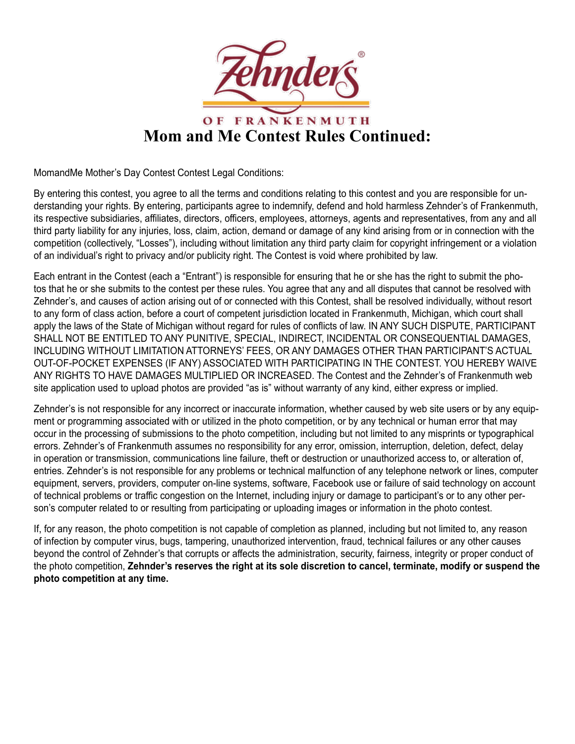Zehnder's OF FRANKENMUTH

# Mom and Me Contest Rules Continued:

MomandMe Mother's Day Contest Contest Legal Conditions:

By entering this contest, you agree to all the terms and conditions relating to this contest and you are responsible for understanding your rights. By entering, participants agree to indemnify, defend and hold harmless Zehnder's of Frankenmuth, its respective subsidiaries, affiliates, directors, officers, employees, attorneys, agents and representatives, from any and all third party liability for any injuries, loss, claim, action, demand or damage of any kind arising from or in connection with the competition (collectively, "Losses"), including without limitation any third party claim for copyright infringement or a violation of an individual's right to privacy and/or publicity right. The Contest is void where prohibited by law.

Each entrant in the Contest (each a "Entrant") is responsible for ensuring that he or she has the right to submit the photos that he or she submits to the contest per these rules. You agree that any and all disputes that cannot be resolved with Zehnder's, and causes of action arising out of or connected with this Contest, shall be resolved individually, without resort to any form of class action, before a court of competent jurisdiction located in Frankenmuth, Michigan, which court shall apply the laws of the State of Michigan without regard for rules of conflicts of law. IN ANY SUCH DISPUTE, PARTICIPANT SHALL NOT BE ENTITLED TO ANY PUNITIVE, SPECIAL, INDIRECT, INCIDENTAL OR CONSEQUENTIAL DAMAGES, INCLUDING WITHOUT LIMITATION ATTORNEYS' FEES, OR ANY DAMAGES OTHER THAN PARTICIPANT'S ACTUAL OUT-OF-POCKET EXPENSES (IF ANY) ASSOCIATED WITH PARTICIPATING IN THE CONTEST. YOU HEREBY WAIVE ANY RIGHTS TO HAVE DAMAGES MULTIPLIED OR INCREASED. The Contest and the Zehnder's of Frankenmuth web site application used to upload photos are provided "as is" without warranty of any kind, either express or implied.

Zehnder's is not responsible for any incorrect or inaccurate information, whether caused by web site users or by any equipment or programming associated with or utilized in the photo competition, or by any technical or human error that may occur in the processing of submissions to the photo competition, including but not limited to any misprints or typographical errors. Zehnder's of Frankenmuth assumes no responsibility for any error, omission, interruption, deletion, defect, delay in operation or transmission, communications line failure, theft or destruction or unauthorized access to, or alteration of, entries. Zehnder's is not responsible for any problems or technical malfunction of any telephone network or lines, computer equipment, servers, providers, computer on-line systems, software, Facebook use or failure of said technology on account of technical problems or traffic congestion on the Internet, including injury or damage to participant's or to any other person's computer related to or resulting from participating or uploading images or information in the photo contest.

If, for any reason, the photo competition is not capable of completion as planned, including but not limited to, any reason of infection by computer virus, bugs, tampering, unauthorized intervention, fraud, technical failures or any other causes beyond the control of Zehnder's that corrupts or affects the administration, security, fairness, integrity or proper conduct of the photo competition, **Zehnder's reserves the right at its sole discretion to cancel, terminate, modify or suspend the photo competition at any time.**